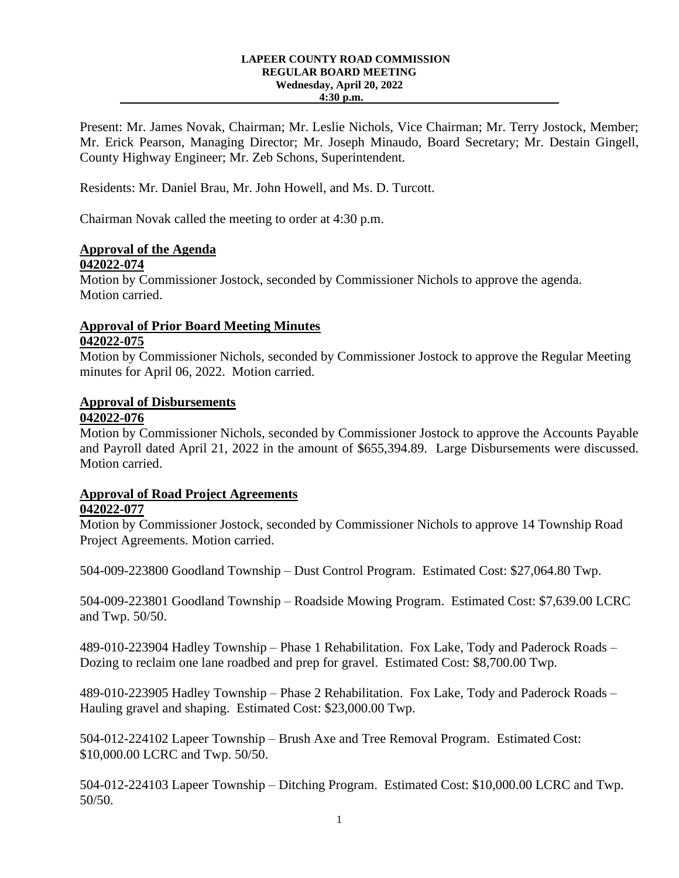**LAPEER COUNTY ROAD COMMISSION**
**REGULAR BOARD MEETING**
**Wednesday, April 20, 2022**
**4:30 p.m.**

---

Present: Mr. James Novak, Chairman; Mr. Leslie Nichols, Vice Chairman; Mr. Terry Jostock, Member; Mr. Erick Pearson, Managing Director; Mr. Joseph Minaudo, Board Secretary; Mr. Destain Gingell, County Highway Engineer; Mr. Zeb Schons, Superintendent.

Residents: Mr. Daniel Brau, Mr. John Howell, and Ms. D. Turcott.

Chairman Novak called the meeting to order at 4:30 p.m.

**Approval of the Agenda**
**042022-074**
Motion by Commissioner Jostock, seconded by Commissioner Nichols to approve the agenda. Motion carried.

**Approval of Prior Board Meeting Minutes**
**042022-075**
Motion by Commissioner Nichols, seconded by Commissioner Jostock to approve the Regular Meeting minutes for April 06, 2022. Motion carried.

**Approval of Disbursements**
**042022-076**
Motion by Commissioner Nichols, seconded by Commissioner Jostock to approve the Accounts Payable and Payroll dated April 21, 2022 in the amount of $655,394.89. Large Disbursements were discussed. Motion carried.

**Approval of Road Project Agreements**
**042022-077**
Motion by Commissioner Jostock, seconded by Commissioner Nichols to approve 14 Township Road Project Agreements. Motion carried.

504-009-223800 Goodland Township – Dust Control Program. Estimated Cost: $27,064.80 Twp.

504-009-223801 Goodland Township – Roadside Mowing Program. Estimated Cost: $7,639.00 LCRC and Twp. 50/50.

489-010-223904 Hadley Township – Phase 1 Rehabilitation. Fox Lake, Tody and Paderock Roads – Dozing to reclaim one lane roadbed and prep for gravel. Estimated Cost: $8,700.00 Twp.

489-010-223905 Hadley Township – Phase 2 Rehabilitation. Fox Lake, Tody and Paderock Roads – Hauling gravel and shaping. Estimated Cost: $23,000.00 Twp.

504-012-224102 Lapeer Township – Brush Axe and Tree Removal Program. Estimated Cost: $10,000.00 LCRC and Twp. 50/50.

504-012-224103 Lapeer Township – Ditching Program. Estimated Cost: $10,000.00 LCRC and Twp. 50/50.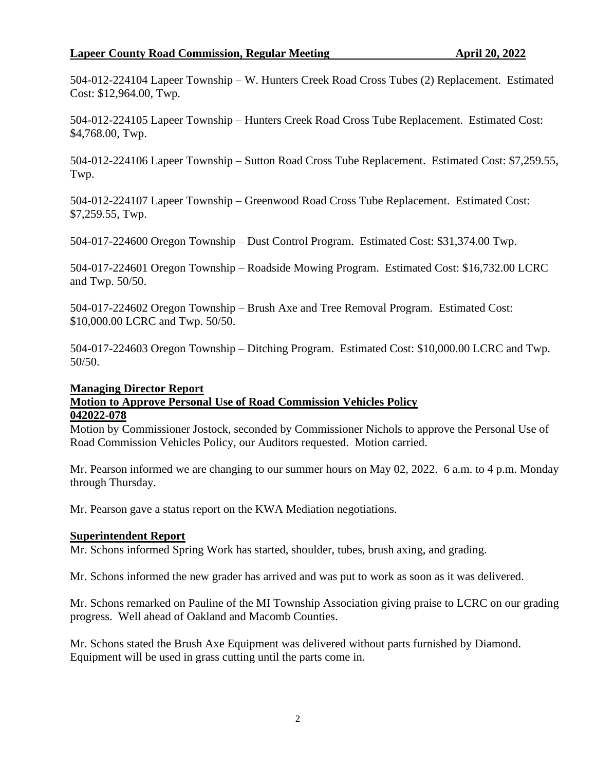504-012-224104 Lapeer Township – W. Hunters Creek Road Cross Tubes (2) Replacement. Estimated Cost: $12,964.00, Twp.

504-012-224105 Lapeer Township – Hunters Creek Road Cross Tube Replacement. Estimated Cost: $4,768.00, Twp.

504-012-224106 Lapeer Township – Sutton Road Cross Tube Replacement. Estimated Cost: $7,259.55, Twp.

504-012-224107 Lapeer Township – Greenwood Road Cross Tube Replacement. Estimated Cost: $7,259.55, Twp.

504-017-224600 Oregon Township – Dust Control Program. Estimated Cost: $31,374.00 Twp.

504-017-224601 Oregon Township – Roadside Mowing Program. Estimated Cost: $16,732.00 LCRC and Twp. 50/50.

504-017-224602 Oregon Township – Brush Axe and Tree Removal Program. Estimated Cost: $10,000.00 LCRC and Twp. 50/50.

504-017-224603 Oregon Township – Ditching Program. Estimated Cost: $10,000.00 LCRC and Twp. 50/50.

**Managing Director Report**

**Motion to Approve Personal Use of Road Commission Vehicles Policy**

**042022-078**

Motion by Commissioner Jostock, seconded by Commissioner Nichols to approve the Personal Use of Road Commission Vehicles Policy, our Auditors requested. Motion carried.

Mr. Pearson informed we are changing to our summer hours on May 02, 2022. 6 a.m. to 4 p.m. Monday through Thursday.

Mr. Pearson gave a status report on the KWA Mediation negotiations.

**Superintendent Report**

Mr. Schons informed Spring Work has started, shoulder, tubes, brush axing, and grading.

Mr. Schons informed the new grader has arrived and was put to work as soon as it was delivered.

Mr. Schons remarked on Pauline of the MI Township Association giving praise to LCRC on our grading progress. Well ahead of Oakland and Macomb Counties.

Mr. Schons stated the Brush Axe Equipment was delivered without parts furnished by Diamond. Equipment will be used in grass cutting until the parts come in.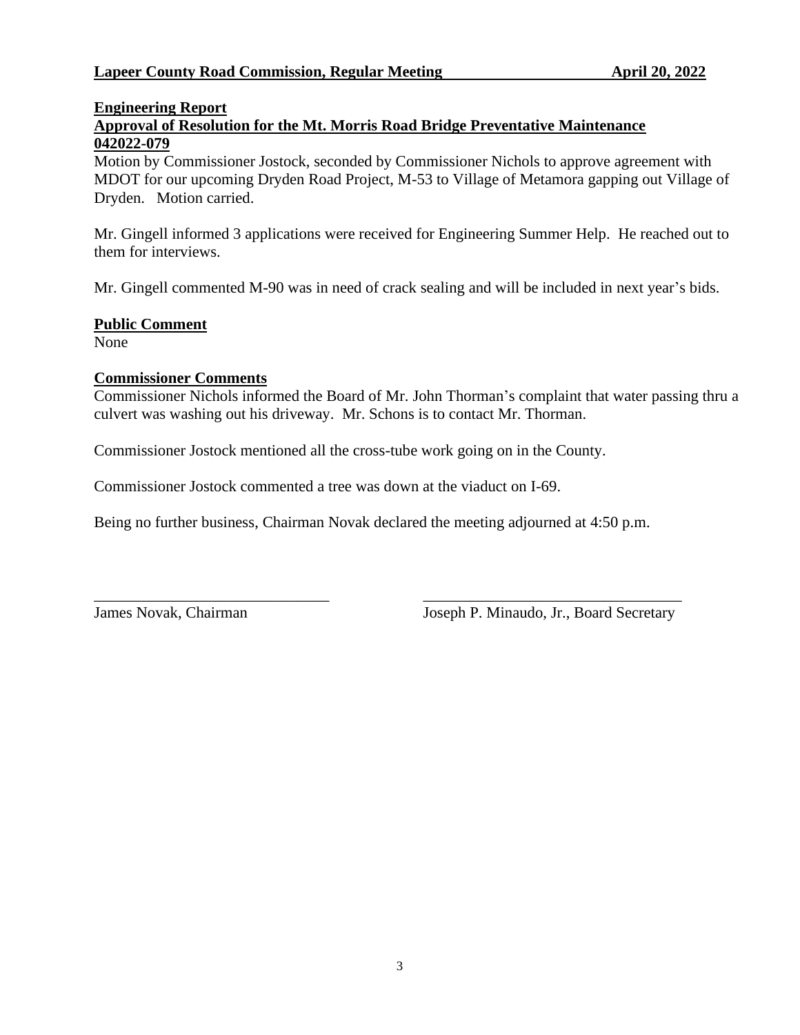**Engineering Report**

**Approval of Resolution for the Mt. Morris Road Bridge Preventative Maintenance 042022-079**

Motion by Commissioner Jostock, seconded by Commissioner Nichols to approve agreement with MDOT for our upcoming Dryden Road Project, M-53 to Village of Metamora gapping out Village of Dryden. Motion carried.

Mr. Gingell informed 3 applications were received for Engineering Summer Help. He reached out to them for interviews.

Mr. Gingell commented M-90 was in need of crack sealing and will be included in next year's bids.

**Public Comment**

None

**Commissioner Comments**

Commissioner Nichols informed the Board of Mr. John Thorman's complaint that water passing thru a culvert was washing out his driveway. Mr. Schons is to contact Mr. Thorman.

Commissioner Jostock mentioned all the cross-tube work going on in the County.

Commissioner Jostock commented a tree was down at the viaduct on I-69.

Being no further business, Chairman Novak declared the meeting adjourned at 4:50 p.m.

\_\_\_\_\_\_\_\_\_\_\_\_\_\_\_\_\_\_\_\_\_\_\_\_\_\_\_\_\_\_
James Novak, Chairman

\_\_\_\_\_\_\_\_\_\_\_\_\_\_\_\_\_\_\_\_\_\_\_\_\_\_\_\_\_\_
Joseph P. Minaudo, Jr., Board Secretary